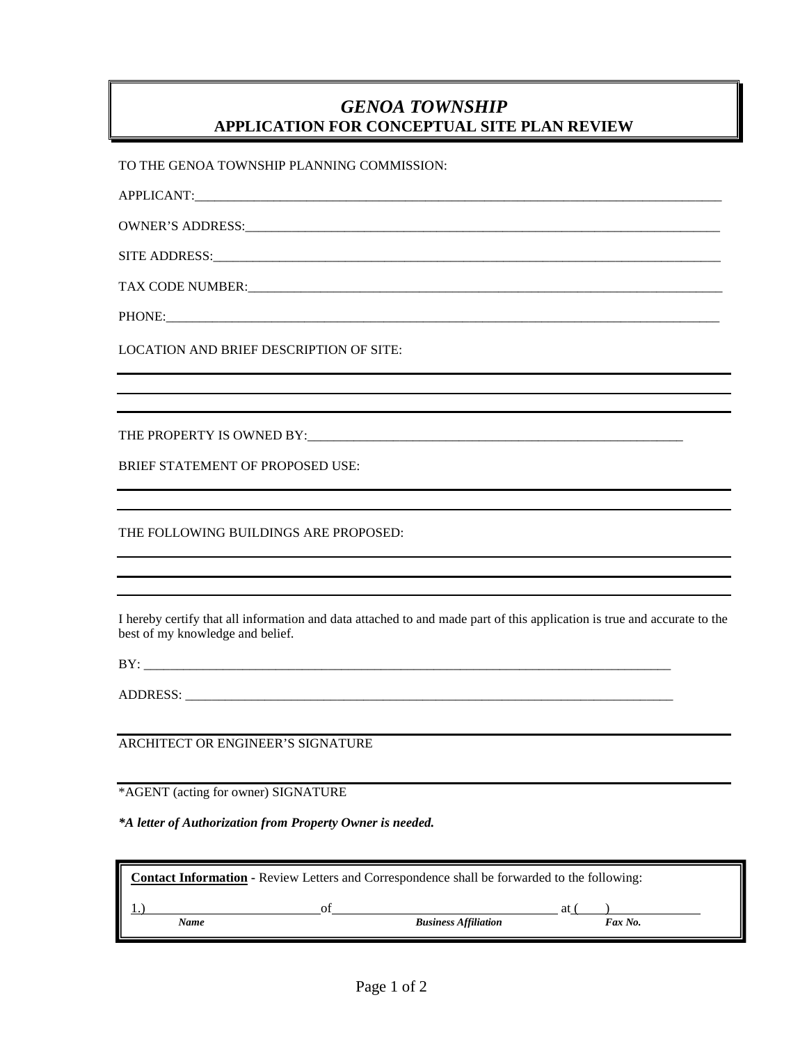# *GENOA TOWNSHIP*
## APPLICATION FOR CONCEPTUAL SITE PLAN REVIEW

TO THE GENOA TOWNSHIP PLANNING COMMISSION:

APPLICANT:_______________________________________________________________________________

OWNER'S ADDRESS:_________________________________________________________________________

SITE ADDRESS:____________________________________________________________________________

TAX CODE NUMBER:_________________________________________________________________________

PHONE:___________________________________________________________________________________

LOCATION AND BRIEF DESCRIPTION OF SITE:

_________________________________________________________________________________________

_________________________________________________________________________________________

_________________________________________________________________________________________

THE PROPERTY IS OWNED BY:_______________________________________________________________

BRIEF STATEMENT OF PROPOSED USE:

_________________________________________________________________________________________

_________________________________________________________________________________________

THE FOLLOWING BUILDINGS ARE PROPOSED:

_________________________________________________________________________________________

_________________________________________________________________________________________

_________________________________________________________________________________________

I hereby certify that all information and data attached to and made part of this application is true and accurate to the best of my knowledge and belief.

BY: _____________________________________________________________________________________

ADDRESS: ________________________________________________________________________________

_________________________________________________________________________________________
ARCHITECT OR ENGINEER'S SIGNATURE

_________________________________________________________________________________________
*AGENT (acting for owner) SIGNATURE

***A letter of Authorization from Property Owner is needed.***

**Contact Information** - Review Letters and Correspondence shall be forwarded to the following:

1.)__________________________ of __________________________________ at (____)______________
*Name* *Business Affiliation* *Fax No.*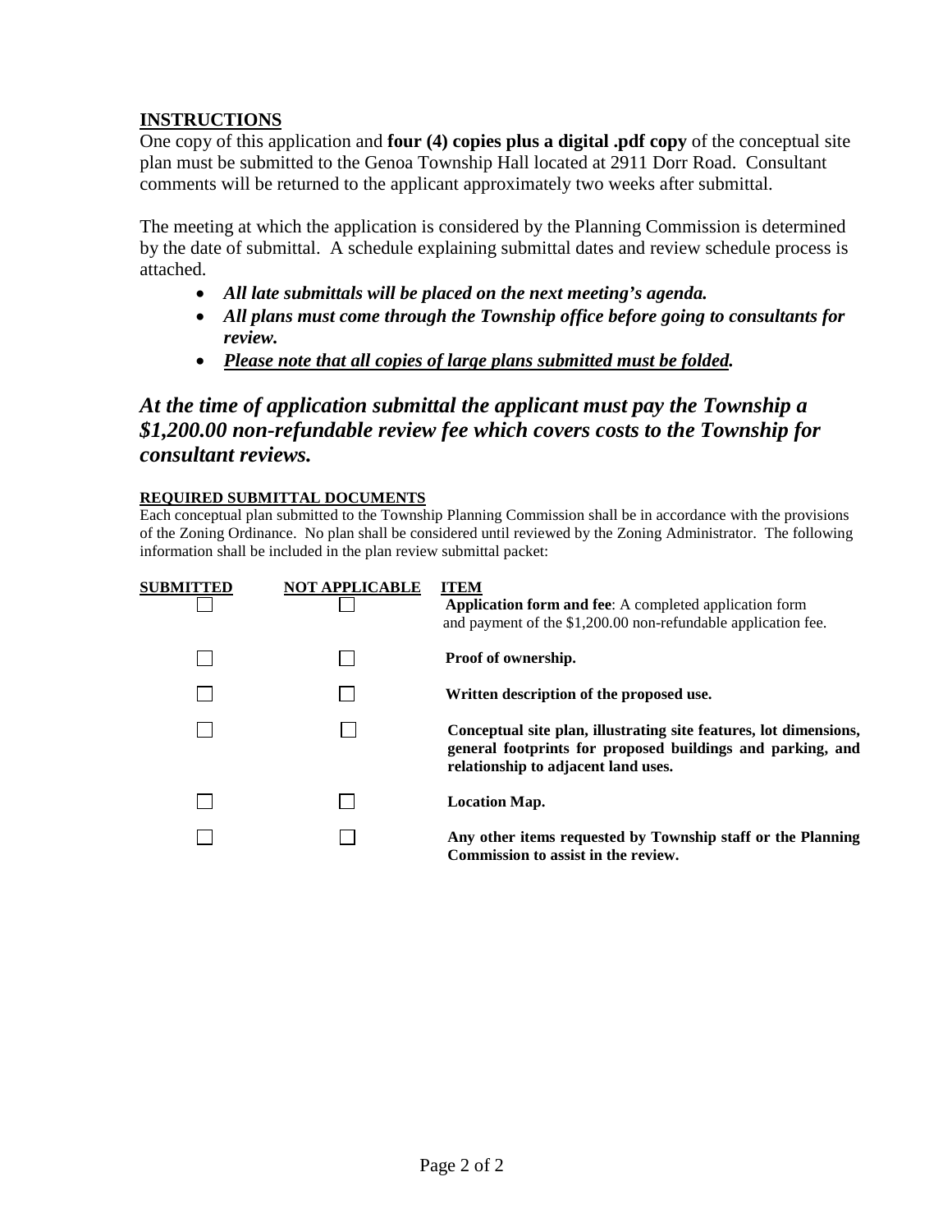## INSTRUCTIONS

One copy of this application and **four (4) copies plus a digital .pdf copy** of the conceptual site plan must be submitted to the Genoa Township Hall located at 2911 Dorr Road. Consultant comments will be returned to the applicant approximately two weeks after submittal.

The meeting at which the application is considered by the Planning Commission is determined by the date of submittal. A schedule explaining submittal dates and review schedule process is attached.

- ***All late submittals will be placed on the next meeting's agenda.***
- ***All plans must come through the Township office before going to consultants for review.***
- ***Please note that all copies of large plans submitted must be folded.***

### *At the time of application submittal the applicant must pay the Township a $1,200.00 non-refundable review fee which covers costs to the Township for consultant reviews.*

**REQUIRED SUBMITTAL DOCUMENTS**

Each conceptual plan submitted to the Township Planning Commission shall be in accordance with the provisions of the Zoning Ordinance. No plan shall be considered until reviewed by the Zoning Administrator. The following information shall be included in the plan review submittal packet:

| SUBMITTED | NOT APPLICABLE | ITEM |
|---|---|---|
| ☐ | ☐ | **Application form and fee**: A completed application form and payment of the $1,200.00 non-refundable application fee. |
| ☐ | ☐ | **Proof of ownership.** |
| ☐ | ☐ | **Written description of the proposed use.** |
| ☐ | ☐ | **Conceptual site plan, illustrating site features, lot dimensions, general footprints for proposed buildings and parking, and relationship to adjacent land uses.** |
| ☐ | ☐ | **Location Map.** |
| ☐ | ☐ | **Any other items requested by Township staff or the Planning Commission to assist in the review.** |